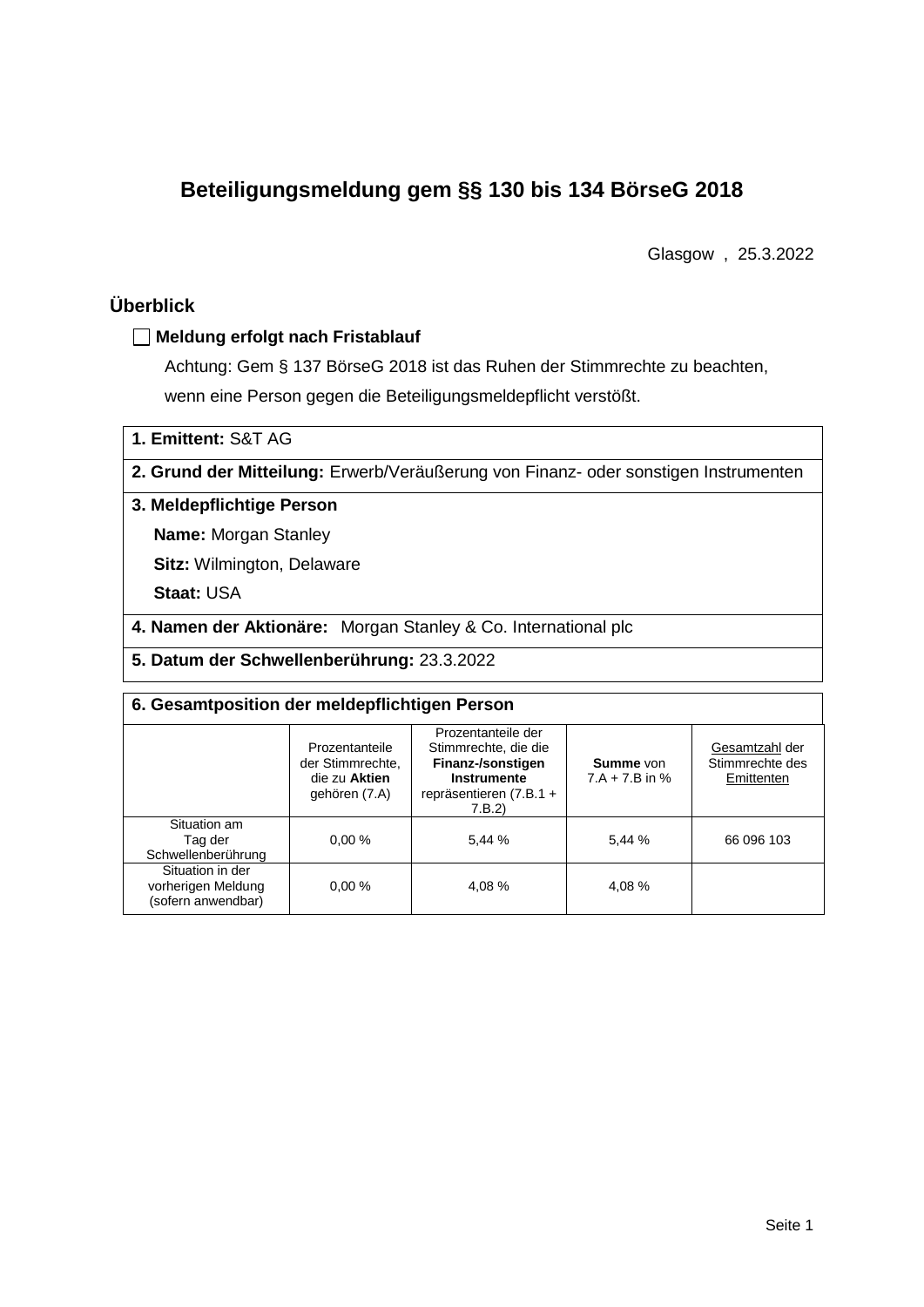# Beteiligungsmeldung gem §§ 130 bis 134 BörseG 2018

Glasgow , 25.3.2022

## Überblick

☐ **Meldung erfolgt nach Fristablauf**

Achtung: Gem § 137 BörseG 2018 ist das Ruhen der Stimmrechte zu beachten, wenn eine Person gegen die Beteiligungsmeldepflicht verstößt.

**1. Emittent:** S&T AG

**2. Grund der Mitteilung:** Erwerb/Veräußerung von Finanz- oder sonstigen Instrumenten

**3. Meldepflichtige Person**

**Name:** Morgan Stanley

**Sitz:** Wilmington, Delaware

**Staat:** USA

**4. Namen der Aktionäre:** Morgan Stanley & Co. International plc

**5. Datum der Schwellenberührung:** 23.3.2022

**6. Gesamtposition der meldepflichtigen Person**

| | Prozentanteile der Stimmrechte, die zu **Aktien** gehören (7.A) | Prozentanteile der Stimmrechte, die die **Finanz-/sonstigen Instrumente** repräsentieren (7.B.1 + 7.B.2) | **Summe** von 7.A + 7.B in % | Gesamtzahl der Stimmrechte des Emittenten |
|---|---|---|---|---|
| Situation am Tag der Schwellenberührung | 0,00 % | 5,44 % | 5,44 % | 66 096 103 |
| Situation in der vorherigen Meldung (sofern anwendbar) | 0,00 % | 4,08 % | 4,08 % | |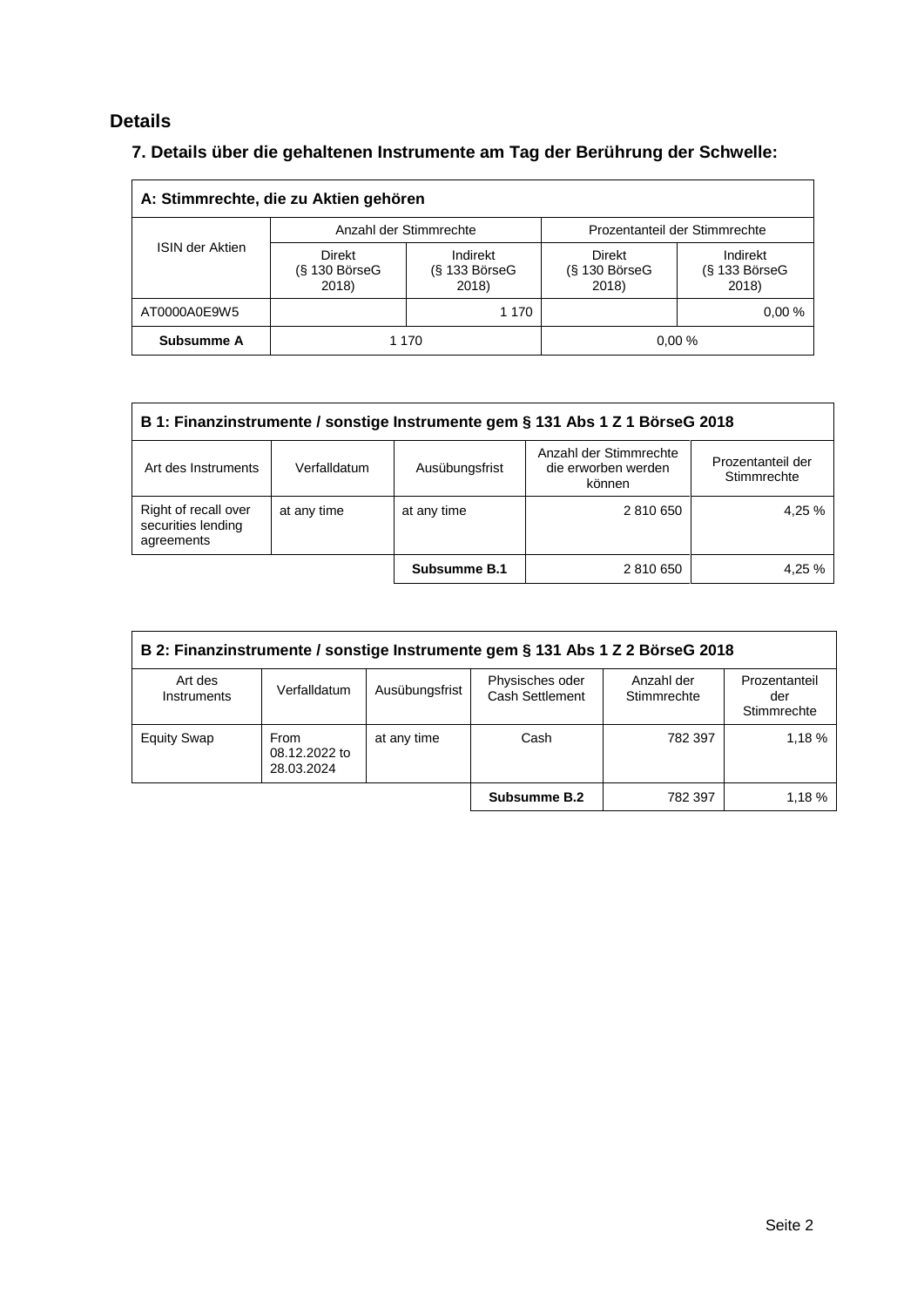## Details

### 7. Details über die gehaltenen Instrumente am Tag der Berührung der Schwelle:

| A: Stimmrechte, die zu Aktien gehören | | | | |
|---|---|---|---|---|
| ISIN der Aktien | Anzahl der Stimmrechte | | Prozentanteil der Stimmrechte | |
| | Direkt (§ 130 BörseG 2018) | Indirekt (§ 133 BörseG 2018) | Direkt (§ 130 BörseG 2018) | Indirekt (§ 133 BörseG 2018) |
| AT0000A0E9W5 | | 1 170 | | 0,00 % |
| **Subsumme A** | 1 170 | | 0,00 % | |

| B 1: Finanzinstrumente / sonstige Instrumente gem § 131 Abs 1 Z 1 BörseG 2018 | | | | |
|---|---|---|---|---|
| Art des Instruments | Verfalldatum | Ausübungsfrist | Anzahl der Stimmrechte die erworben werden können | Prozentanteil der Stimmrechte |
| Right of recall over securities lending agreements | at any time | at any time | 2 810 650 | 4,25 % |
| | | **Subsumme B.1** | 2 810 650 | 4,25 % |

| B 2: Finanzinstrumente / sonstige Instrumente gem § 131 Abs 1 Z 2 BörseG 2018 | | | | | |
|---|---|---|---|---|---|
| Art des Instruments | Verfalldatum | Ausübungsfrist | Physisches oder Cash Settlement | Anzahl der Stimmrechte | Prozentanteil der Stimmrechte |
| Equity Swap | From 08.12.2022 to 28.03.2024 | at any time | Cash | 782 397 | 1,18 % |
| | | | **Subsumme B.2** | 782 397 | 1,18 % |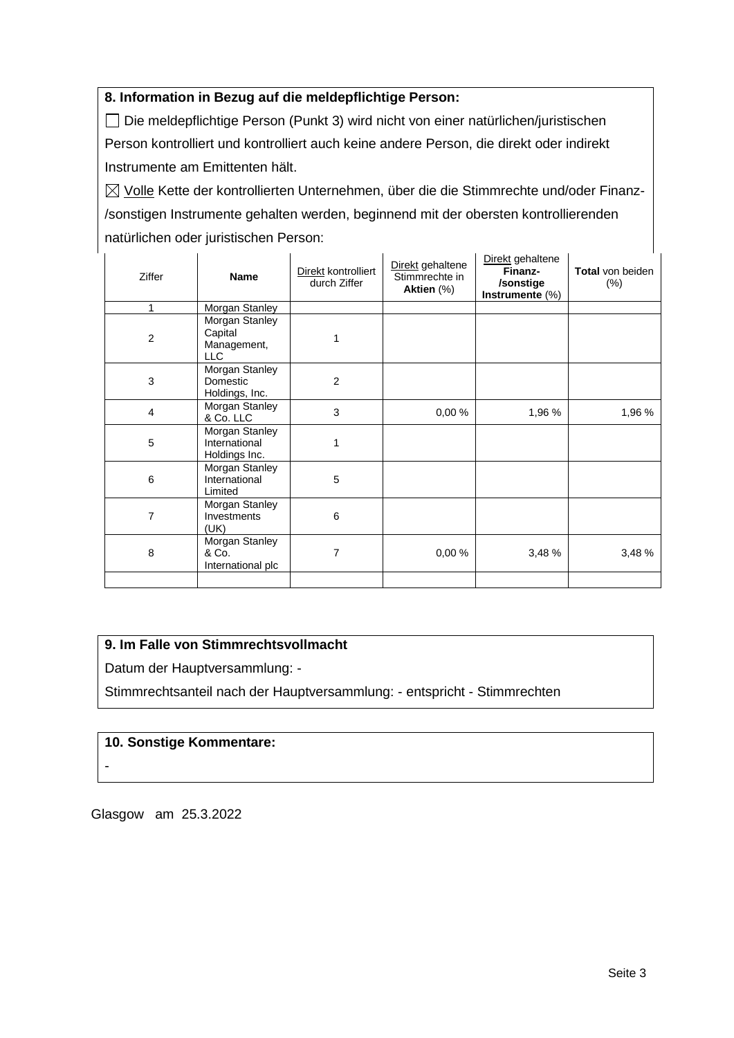**8. Information in Bezug auf die meldepflichtige Person:**

☐ Die meldepflichtige Person (Punkt 3) wird nicht von einer natürlichen/juristischen Person kontrolliert und kontrolliert auch keine andere Person, die direkt oder indirekt Instrumente am Emittenten hält.

☒ Volle Kette der kontrollierten Unternehmen, über die die Stimmrechte und/oder Finanz-/sonstigen Instrumente gehalten werden, beginnend mit der obersten kontrollierenden natürlichen oder juristischen Person:

| Ziffer | **Name** | Direkt kontrolliert durch Ziffer | Direkt gehaltene Stimmrechte in **Aktien** (%) | Direkt gehaltene **Finanz-/sonstige Instrumente** (%) | **Total** von beiden (%) |
|---|---|---|---|---|---|
| 1 | Morgan Stanley | | | | |
| 2 | Morgan Stanley Capital Management, LLC | 1 | | | |
| 3 | Morgan Stanley Domestic Holdings, Inc. | 2 | | | |
| 4 | Morgan Stanley & Co. LLC | 3 | 0,00 % | 1,96 % | 1,96 % |
| 5 | Morgan Stanley International Holdings Inc. | 1 | | | |
| 6 | Morgan Stanley International Limited | 5 | | | |
| 7 | Morgan Stanley Investments (UK) | 6 | | | |
| 8 | Morgan Stanley & Co. International plc | 7 | 0,00 % | 3,48 % | 3,48 % |
| | | | | | |

**9. Im Falle von Stimmrechtsvollmacht**

Datum der Hauptversammlung: -

Stimmrechtsanteil nach der Hauptversammlung: - entspricht - Stimmrechten

**10. Sonstige Kommentare:**

-

Glasgow am 25.3.2022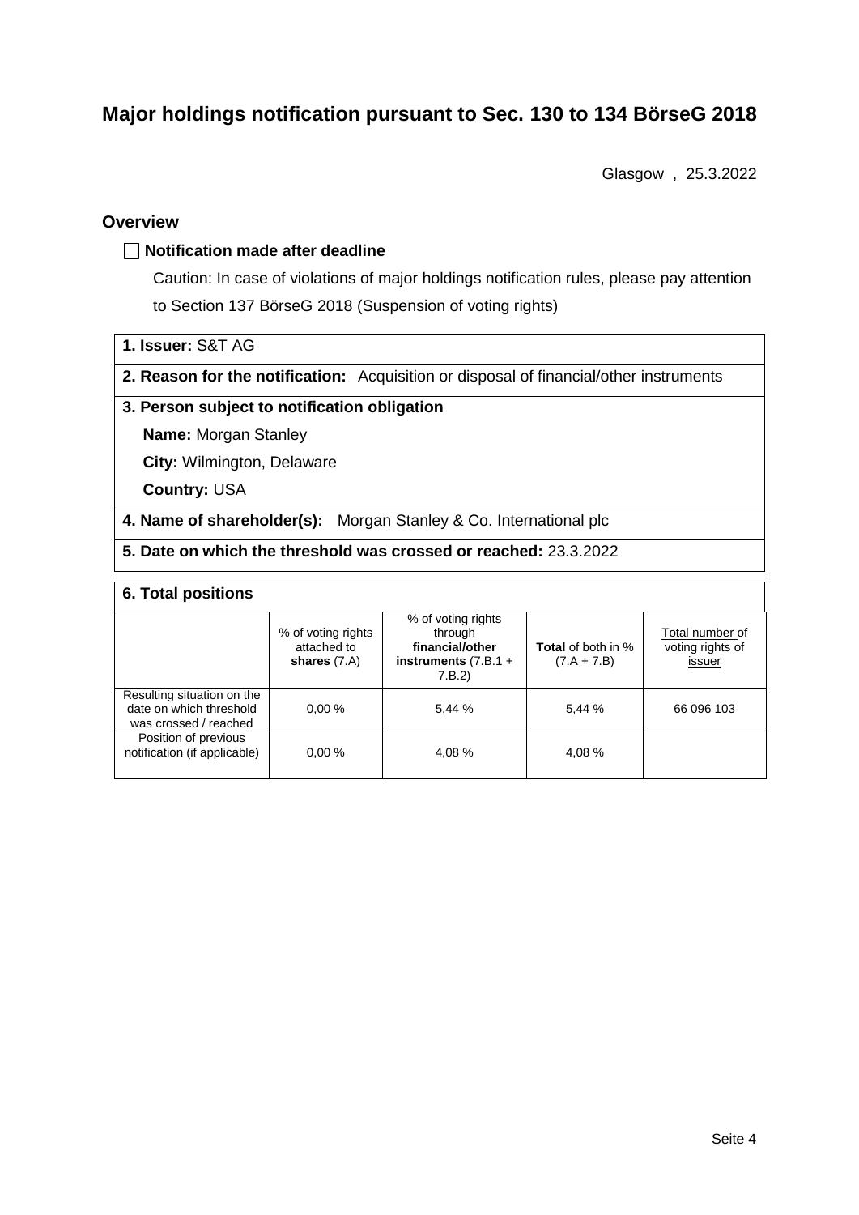# Major holdings notification pursuant to Sec. 130 to 134 BörseG 2018

Glasgow , 25.3.2022

## Overview

☐ **Notification made after deadline**

Caution: In case of violations of major holdings notification rules, please pay attention to Section 137 BörseG 2018 (Suspension of voting rights)

**1. Issuer:** S&T AG

**2. Reason for the notification:** Acquisition or disposal of financial/other instruments

**3. Person subject to notification obligation**

**Name:** Morgan Stanley

**City:** Wilmington, Delaware

**Country:** USA

**4. Name of shareholder(s):** Morgan Stanley & Co. International plc

**5. Date on which the threshold was crossed or reached:** 23.3.2022

**6. Total positions**

| | % of voting rights attached to **shares** (7.A) | % of voting rights through **financial/other instruments** (7.B.1 + 7.B.2) | **Total** of both in % (7.A + 7.B) | Total number of voting rights of issuer |
|---|---|---|---|---|
| Resulting situation on the date on which threshold was crossed / reached | 0,00 % | 5,44 % | 5,44 % | 66 096 103 |
| Position of previous notification (if applicable) | 0,00 % | 4,08 % | 4,08 % | |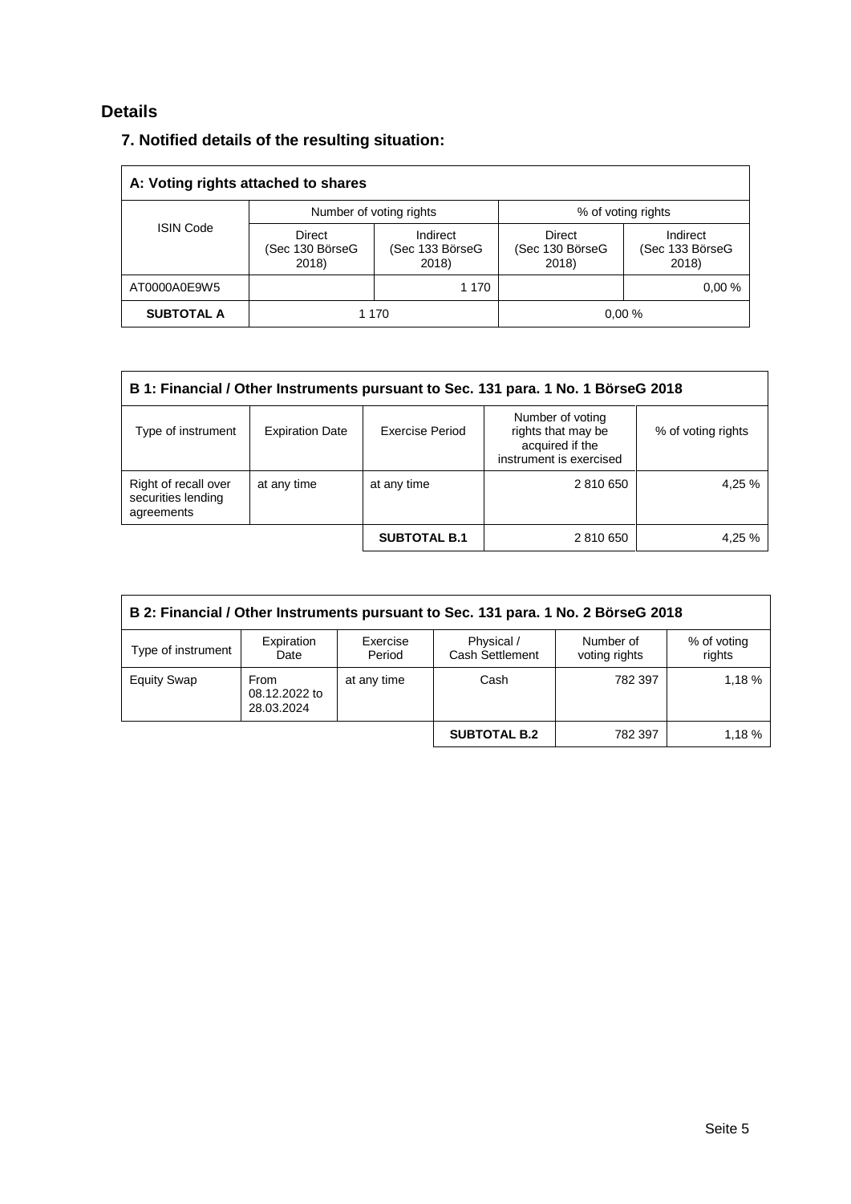## Details

### 7. Notified details of the resulting situation:

| A: Voting rights attached to shares | | | | |
|---|---|---|---|---|
| ISIN Code | Number of voting rights | | % of voting rights | |
| | Direct (Sec 130 BörseG 2018) | Indirect (Sec 133 BörseG 2018) | Direct (Sec 130 BörseG 2018) | Indirect (Sec 133 BörseG 2018) |
| AT0000A0E9W5 | | 1 170 | | 0,00 % |
| **SUBTOTAL A** | 1 170 | | 0,00 % | |

| B 1: Financial / Other Instruments pursuant to Sec. 131 para. 1 No. 1 BörseG 2018 | | | | |
|---|---|---|---|---|
| Type of instrument | Expiration Date | Exercise Period | Number of voting rights that may be acquired if the instrument is exercised | % of voting rights |
| Right of recall over securities lending agreements | at any time | at any time | 2 810 650 | 4,25 % |
| | | **SUBTOTAL B.1** | 2 810 650 | 4,25 % |

| B 2: Financial / Other Instruments pursuant to Sec. 131 para. 1 No. 2 BörseG 2018 | | | | | |
|---|---|---|---|---|---|
| Type of instrument | Expiration Date | Exercise Period | Physical / Cash Settlement | Number of voting rights | % of voting rights |
| Equity Swap | From 08.12.2022 to 28.03.2024 | at any time | Cash | 782 397 | 1,18 % |
| | | | **SUBTOTAL B.2** | 782 397 | 1,18 % |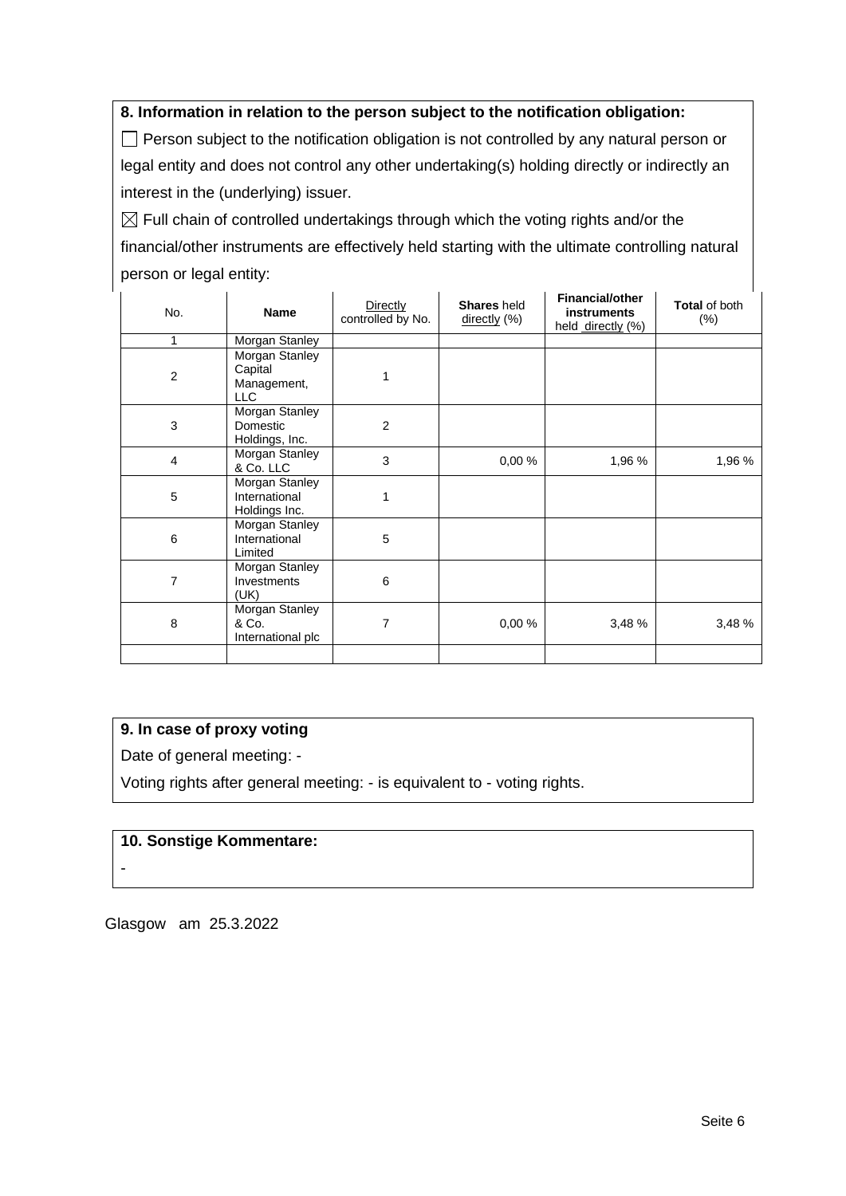**8. Information in relation to the person subject to the notification obligation:**

☐ Person subject to the notification obligation is not controlled by any natural person or legal entity and does not control any other undertaking(s) holding directly or indirectly an interest in the (underlying) issuer.

☒ Full chain of controlled undertakings through which the voting rights and/or the financial/other instruments are effectively held starting with the ultimate controlling natural person or legal entity:

| No. | Name | Directly controlled by No. | **Shares** held directly (%) | **Financial/other instruments** held directly (%) | **Total** of both (%) |
|---|---|---|---|---|---|
| 1 | Morgan Stanley | | | | |
| 2 | Morgan Stanley Capital Management, LLC | 1 | | | |
| 3 | Morgan Stanley Domestic Holdings, Inc. | 2 | | | |
| 4 | Morgan Stanley & Co. LLC | 3 | 0,00 % | 1,96 % | 1,96 % |
| 5 | Morgan Stanley International Holdings Inc. | 1 | | | |
| 6 | Morgan Stanley International Limited | 5 | | | |
| 7 | Morgan Stanley Investments (UK) | 6 | | | |
| 8 | Morgan Stanley & Co. International plc | 7 | 0,00 % | 3,48 % | 3,48 % |
| | | | | | |

**9. In case of proxy voting**

Date of general meeting: -

Voting rights after general meeting: - is equivalent to - voting rights.

**10. Sonstige Kommentare:**

-

Glasgow am 25.3.2022